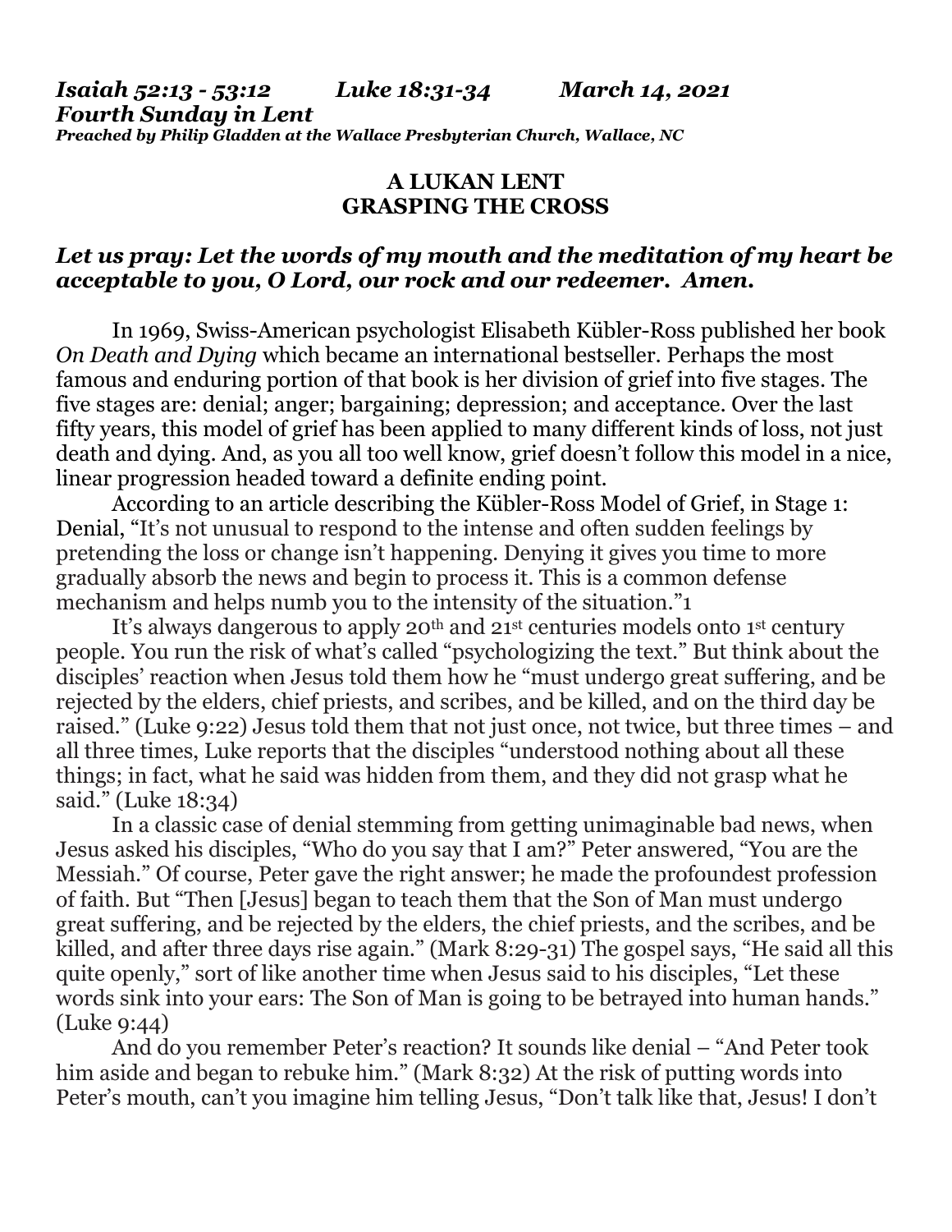*Isaiah 52:13 - 53:12 Luke 18:31-34 March 14, 2021*
***Fourth Sunday in Lent***
***Preached by Philip Gladden at the Wallace Presbyterian Church, Wallace, NC***

**A LUKAN LENT**
**GRASPING THE CROSS**

***Let us pray: Let the words of my mouth and the meditation of my heart be acceptable to you, O Lord, our rock and our redeemer. Amen.***

In 1969, Swiss-American psychologist Elisabeth Kübler-Ross published her book *On Death and Dying* which became an international bestseller. Perhaps the most famous and enduring portion of that book is her division of grief into five stages. The five stages are: denial; anger; bargaining; depression; and acceptance. Over the last fifty years, this model of grief has been applied to many different kinds of loss, not just death and dying. And, as you all too well know, grief doesn't follow this model in a nice, linear progression headed toward a definite ending point.

According to an article describing the Kübler-Ross Model of Grief, in Stage 1: Denial, "It's not unusual to respond to the intense and often sudden feelings by pretending the loss or change isn't happening. Denying it gives you time to more gradually absorb the news and begin to process it. This is a common defense mechanism and helps numb you to the intensity of the situation."[1]

It's always dangerous to apply 20th and 21st centuries models onto 1st century people. You run the risk of what's called "psychologizing the text." But think about the disciples' reaction when Jesus told them how he "must undergo great suffering, and be rejected by the elders, chief priests, and scribes, and be killed, and on the third day be raised." (Luke 9:22) Jesus told them that not just once, not twice, but three times – and all three times, Luke reports that the disciples "understood nothing about all these things; in fact, what he said was hidden from them, and they did not grasp what he said." (Luke 18:34)

In a classic case of denial stemming from getting unimaginable bad news, when Jesus asked his disciples, "Who do you say that I am?" Peter answered, "You are the Messiah." Of course, Peter gave the right answer; he made the profoundest profession of faith. But "Then [Jesus] began to teach them that the Son of Man must undergo great suffering, and be rejected by the elders, the chief priests, and the scribes, and be killed, and after three days rise again." (Mark 8:29-31) The gospel says, "He said all this quite openly," sort of like another time when Jesus said to his disciples, "Let these words sink into your ears: The Son of Man is going to be betrayed into human hands." (Luke 9:44)

And do you remember Peter's reaction? It sounds like denial – "And Peter took him aside and began to rebuke him." (Mark 8:32) At the risk of putting words into Peter's mouth, can't you imagine him telling Jesus, "Don't talk like that, Jesus! I don't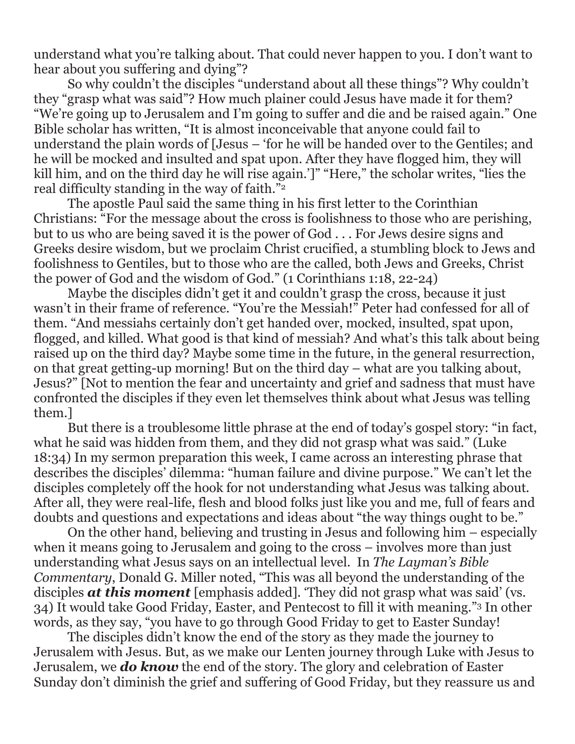understand what you're talking about. That could never happen to you. I don't want to hear about you suffering and dying"?

So why couldn't the disciples "understand about all these things"? Why couldn't they "grasp what was said"? How much plainer could Jesus have made it for them? "We're going up to Jerusalem and I'm going to suffer and die and be raised again." One Bible scholar has written, "It is almost inconceivable that anyone could fail to understand the plain words of [Jesus – 'for he will be handed over to the Gentiles; and he will be mocked and insulted and spat upon. After they have flogged him, they will kill him, and on the third day he will rise again.']" "Here," the scholar writes, "lies the real difficulty standing in the way of faith."[2]

The apostle Paul said the same thing in his first letter to the Corinthian Christians: "For the message about the cross is foolishness to those who are perishing, but to us who are being saved it is the power of God . . . For Jews desire signs and Greeks desire wisdom, but we proclaim Christ crucified, a stumbling block to Jews and foolishness to Gentiles, but to those who are the called, both Jews and Greeks, Christ the power of God and the wisdom of God." (1 Corinthians 1:18, 22-24)

Maybe the disciples didn't get it and couldn't grasp the cross, because it just wasn't in their frame of reference. "You're the Messiah!" Peter had confessed for all of them. "And messiahs certainly don't get handed over, mocked, insulted, spat upon, flogged, and killed. What good is that kind of messiah? And what's this talk about being raised up on the third day? Maybe some time in the future, in the general resurrection, on that great getting-up morning! But on the third day – what are you talking about, Jesus?" [Not to mention the fear and uncertainty and grief and sadness that must have confronted the disciples if they even let themselves think about what Jesus was telling them.]

But there is a troublesome little phrase at the end of today's gospel story: "in fact, what he said was hidden from them, and they did not grasp what was said." (Luke 18:34) In my sermon preparation this week, I came across an interesting phrase that describes the disciples' dilemma: "human failure and divine purpose." We can't let the disciples completely off the hook for not understanding what Jesus was talking about. After all, they were real-life, flesh and blood folks just like you and me, full of fears and doubts and questions and expectations and ideas about "the way things ought to be."

On the other hand, believing and trusting in Jesus and following him – especially when it means going to Jerusalem and going to the cross – involves more than just understanding what Jesus says on an intellectual level. In *The Layman's Bible Commentary*, Donald G. Miller noted, "This was all beyond the understanding of the disciples ***at this moment*** [emphasis added]. 'They did not grasp what was said' (vs. 34) It would take Good Friday, Easter, and Pentecost to fill it with meaning."[3] In other words, as they say, "you have to go through Good Friday to get to Easter Sunday!

The disciples didn't know the end of the story as they made the journey to Jerusalem with Jesus. But, as we make our Lenten journey through Luke with Jesus to Jerusalem, we ***do know*** the end of the story. The glory and celebration of Easter Sunday don't diminish the grief and suffering of Good Friday, but they reassure us and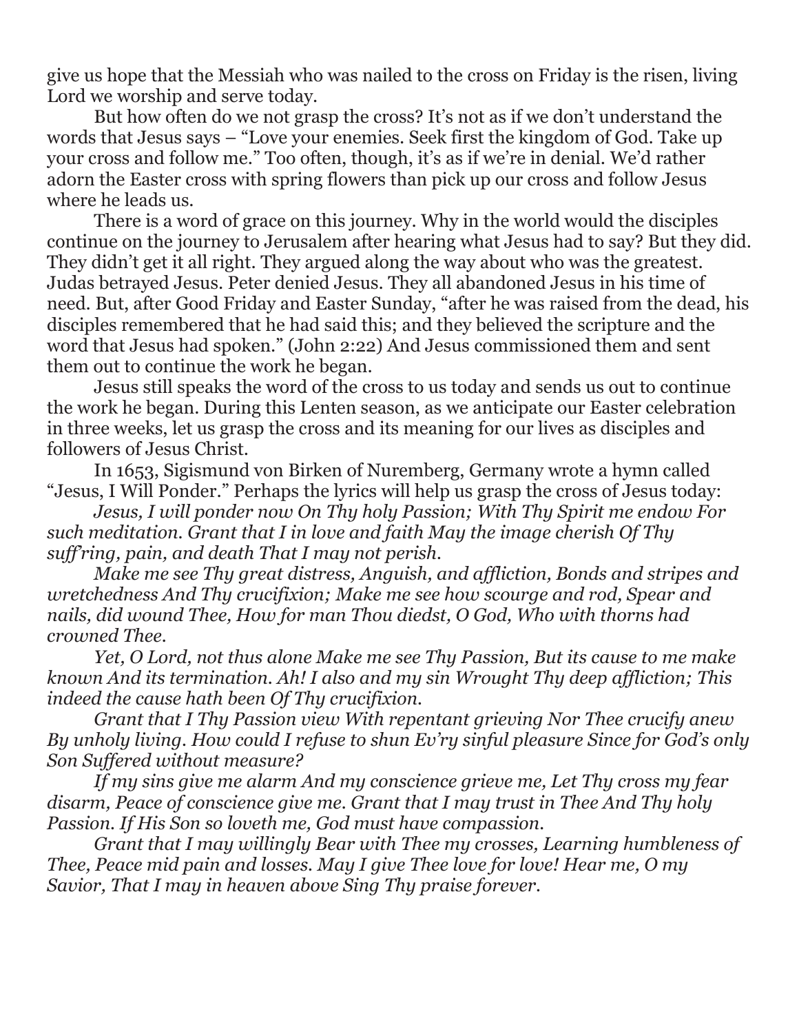give us hope that the Messiah who was nailed to the cross on Friday is the risen, living Lord we worship and serve today.

But how often do we not grasp the cross? It's not as if we don't understand the words that Jesus says – "Love your enemies. Seek first the kingdom of God. Take up your cross and follow me." Too often, though, it's as if we're in denial. We'd rather adorn the Easter cross with spring flowers than pick up our cross and follow Jesus where he leads us.

There is a word of grace on this journey. Why in the world would the disciples continue on the journey to Jerusalem after hearing what Jesus had to say? But they did. They didn't get it all right. They argued along the way about who was the greatest. Judas betrayed Jesus. Peter denied Jesus. They all abandoned Jesus in his time of need. But, after Good Friday and Easter Sunday, "after he was raised from the dead, his disciples remembered that he had said this; and they believed the scripture and the word that Jesus had spoken." (John 2:22) And Jesus commissioned them and sent them out to continue the work he began.

Jesus still speaks the word of the cross to us today and sends us out to continue the work he began. During this Lenten season, as we anticipate our Easter celebration in three weeks, let us grasp the cross and its meaning for our lives as disciples and followers of Jesus Christ.

In 1653, Sigismund von Birken of Nuremberg, Germany wrote a hymn called "Jesus, I Will Ponder." Perhaps the lyrics will help us grasp the cross of Jesus today:

*Jesus, I will ponder now On Thy holy Passion; With Thy Spirit me endow For such meditation. Grant that I in love and faith May the image cherish Of Thy suff'ring, pain, and death That I may not perish.*

*Make me see Thy great distress, Anguish, and affliction, Bonds and stripes and wretchedness And Thy crucifixion; Make me see how scourge and rod, Spear and nails, did wound Thee, How for man Thou diedst, O God, Who with thorns had crowned Thee.*

*Yet, O Lord, not thus alone Make me see Thy Passion, But its cause to me make known And its termination. Ah! I also and my sin Wrought Thy deep affliction; This indeed the cause hath been Of Thy crucifixion.*

*Grant that I Thy Passion view With repentant grieving Nor Thee crucify anew By unholy living. How could I refuse to shun Ev'ry sinful pleasure Since for God's only Son Suffered without measure?*

*If my sins give me alarm And my conscience grieve me, Let Thy cross my fear disarm, Peace of conscience give me. Grant that I may trust in Thee And Thy holy Passion. If His Son so loveth me, God must have compassion.*

*Grant that I may willingly Bear with Thee my crosses, Learning humbleness of Thee, Peace mid pain and losses. May I give Thee love for love! Hear me, O my Savior, That I may in heaven above Sing Thy praise forever.*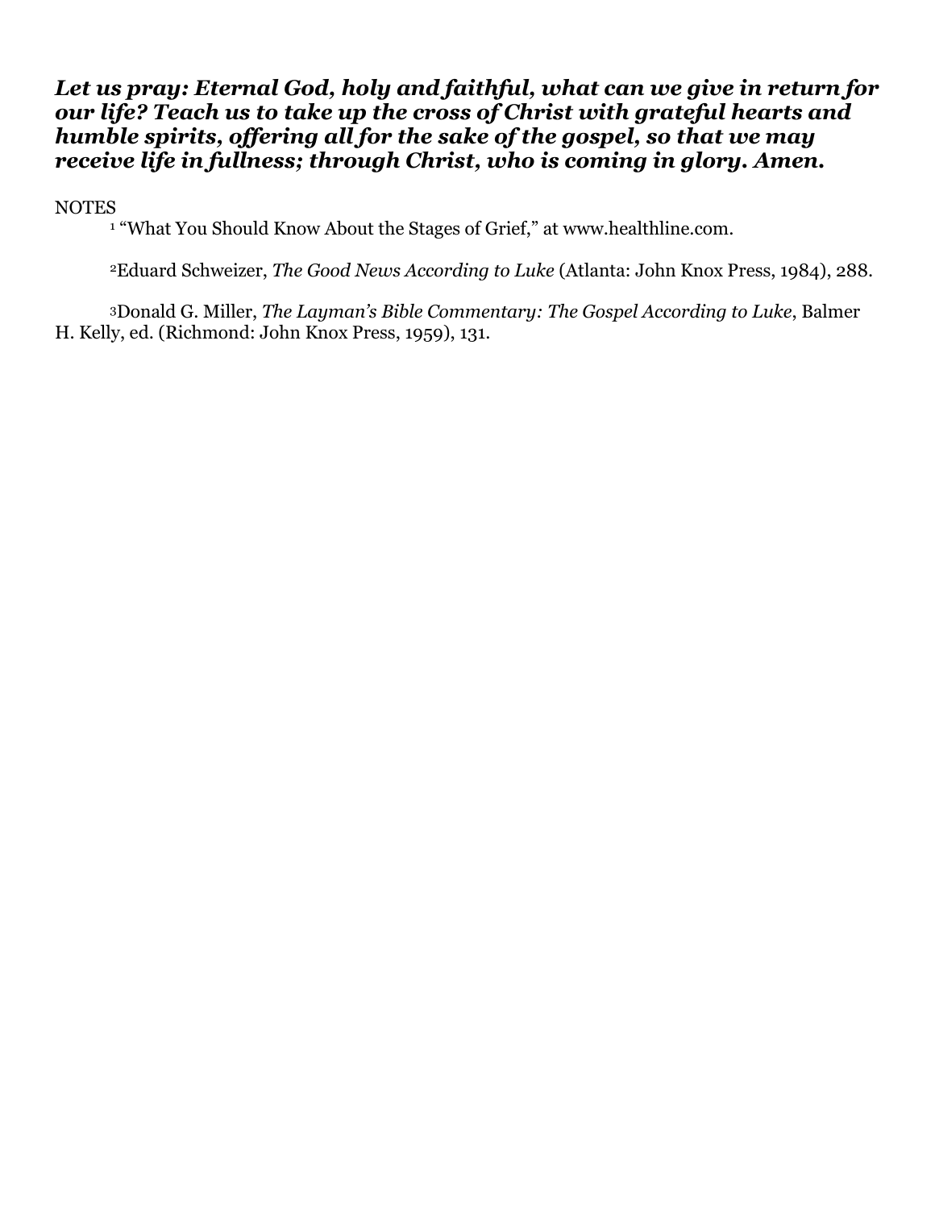***Let us pray: Eternal God, holy and faithful, what can we give in return for our life? Teach us to take up the cross of Christ with grateful hearts and humble spirits, offering all for the sake of the gospel, so that we may receive life in fullness; through Christ, who is coming in glory. Amen.***

NOTES

[1] "What You Should Know About the Stages of Grief," at www.healthline.com.

[2] Eduard Schweizer, *The Good News According to Luke* (Atlanta: John Knox Press, 1984), 288.

[3] Donald G. Miller, *The Layman's Bible Commentary: The Gospel According to Luke*, Balmer H. Kelly, ed. (Richmond: John Knox Press, 1959), 131.